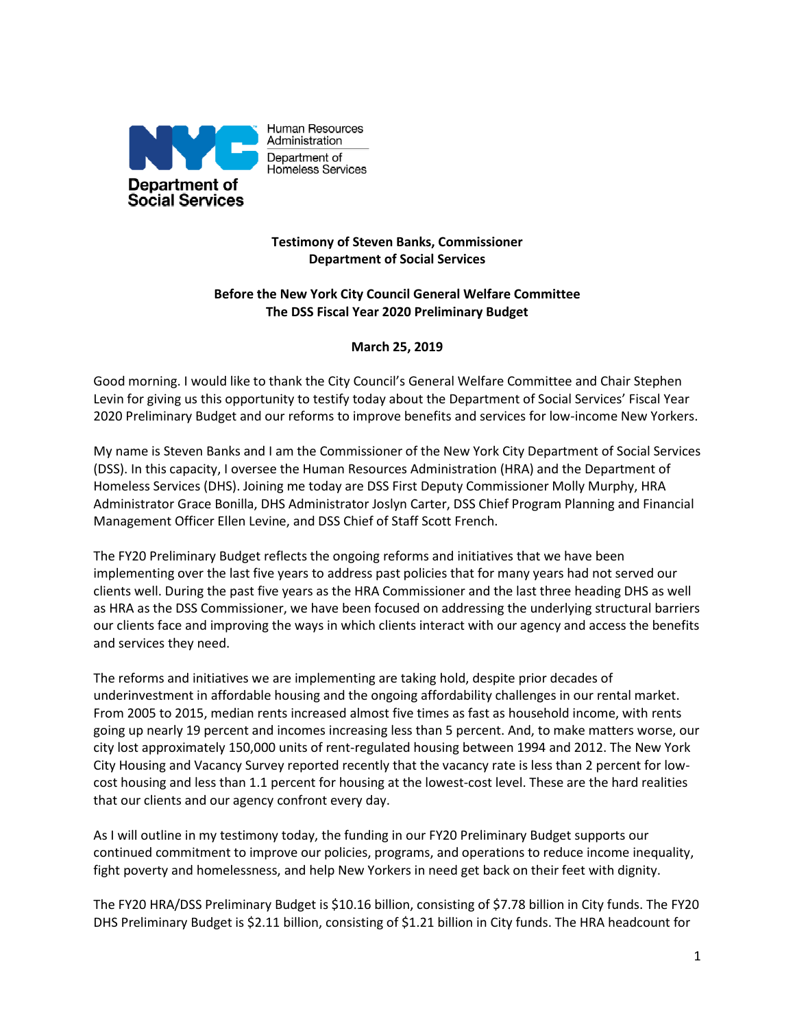Human Resources Administration
Department of Homeless Services

Department of Social Services

**Testimony of Steven Banks, Commissioner**
**Department of Social Services**

**Before the New York City Council General Welfare Committee**
**The DSS Fiscal Year 2020 Preliminary Budget**

**March 25, 2019**

Good morning. I would like to thank the City Council's General Welfare Committee and Chair Stephen Levin for giving us this opportunity to testify today about the Department of Social Services' Fiscal Year 2020 Preliminary Budget and our reforms to improve benefits and services for low-income New Yorkers.

My name is Steven Banks and I am the Commissioner of the New York City Department of Social Services (DSS). In this capacity, I oversee the Human Resources Administration (HRA) and the Department of Homeless Services (DHS). Joining me today are DSS First Deputy Commissioner Molly Murphy, HRA Administrator Grace Bonilla, DHS Administrator Joslyn Carter, DSS Chief Program Planning and Financial Management Officer Ellen Levine, and DSS Chief of Staff Scott French.

The FY20 Preliminary Budget reflects the ongoing reforms and initiatives that we have been implementing over the last five years to address past policies that for many years had not served our clients well. During the past five years as the HRA Commissioner and the last three heading DHS as well as HRA as the DSS Commissioner, we have been focused on addressing the underlying structural barriers our clients face and improving the ways in which clients interact with our agency and access the benefits and services they need.

The reforms and initiatives we are implementing are taking hold, despite prior decades of underinvestment in affordable housing and the ongoing affordability challenges in our rental market. From 2005 to 2015, median rents increased almost five times as fast as household income, with rents going up nearly 19 percent and incomes increasing less than 5 percent. And, to make matters worse, our city lost approximately 150,000 units of rent-regulated housing between 1994 and 2012. The New York City Housing and Vacancy Survey reported recently that the vacancy rate is less than 2 percent for low-cost housing and less than 1.1 percent for housing at the lowest-cost level. These are the hard realities that our clients and our agency confront every day.

As I will outline in my testimony today, the funding in our FY20 Preliminary Budget supports our continued commitment to improve our policies, programs, and operations to reduce income inequality, fight poverty and homelessness, and help New Yorkers in need get back on their feet with dignity.

The FY20 HRA/DSS Preliminary Budget is $10.16 billion, consisting of $7.78 billion in City funds. The FY20 DHS Preliminary Budget is $2.11 billion, consisting of $1.21 billion in City funds. The HRA headcount for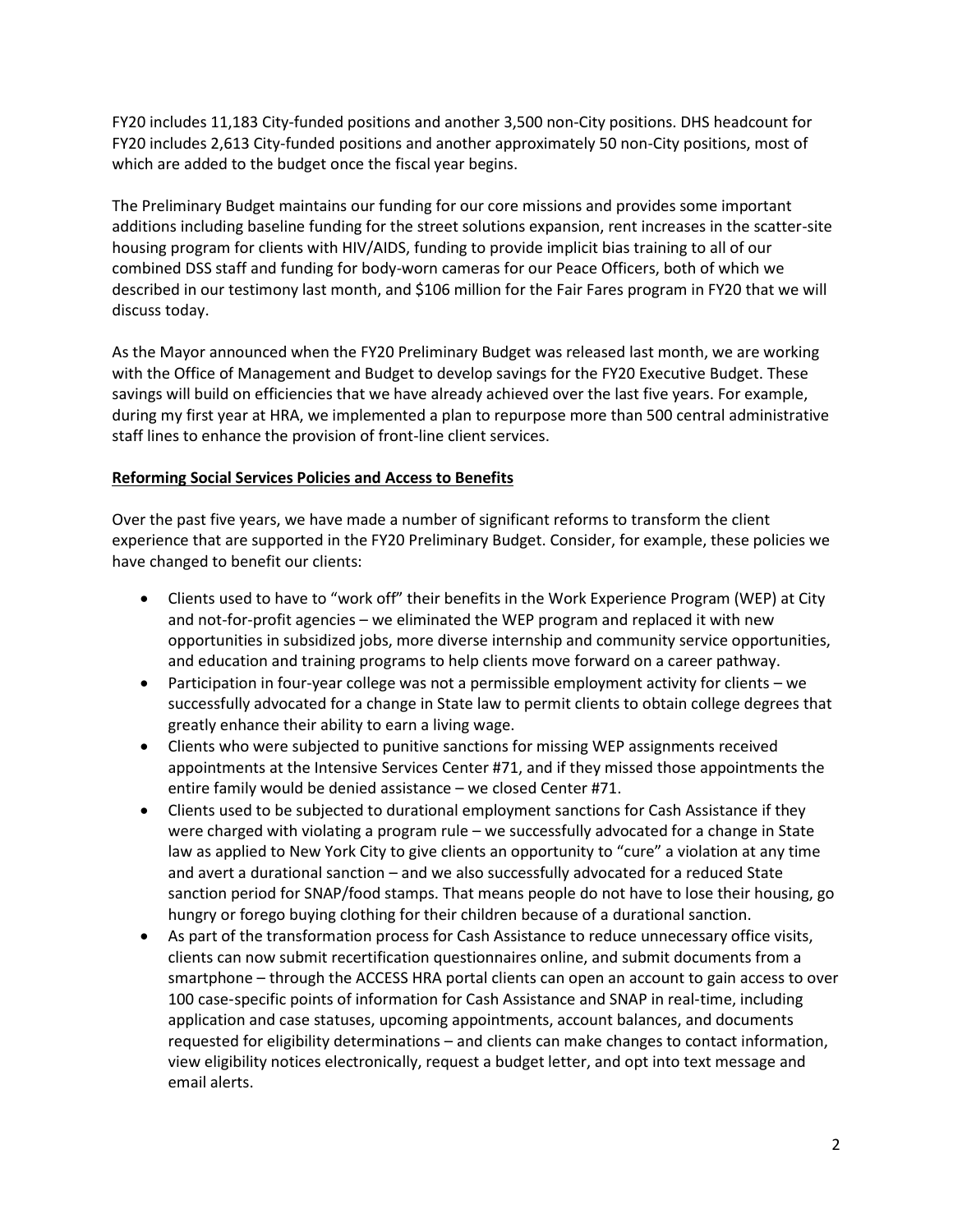FY20 includes 11,183 City-funded positions and another 3,500 non-City positions. DHS headcount for FY20 includes 2,613 City-funded positions and another approximately 50 non-City positions, most of which are added to the budget once the fiscal year begins.

The Preliminary Budget maintains our funding for our core missions and provides some important additions including baseline funding for the street solutions expansion, rent increases in the scatter-site housing program for clients with HIV/AIDS, funding to provide implicit bias training to all of our combined DSS staff and funding for body-worn cameras for our Peace Officers, both of which we described in our testimony last month, and $106 million for the Fair Fares program in FY20 that we will discuss today.

As the Mayor announced when the FY20 Preliminary Budget was released last month, we are working with the Office of Management and Budget to develop savings for the FY20 Executive Budget. These savings will build on efficiencies that we have already achieved over the last five years. For example, during my first year at HRA, we implemented a plan to repurpose more than 500 central administrative staff lines to enhance the provision of front-line client services.

**Reforming Social Services Policies and Access to Benefits**

Over the past five years, we have made a number of significant reforms to transform the client experience that are supported in the FY20 Preliminary Budget. Consider, for example, these policies we have changed to benefit our clients:

- Clients used to have to "work off" their benefits in the Work Experience Program (WEP) at City and not-for-profit agencies – we eliminated the WEP program and replaced it with new opportunities in subsidized jobs, more diverse internship and community service opportunities, and education and training programs to help clients move forward on a career pathway.
- Participation in four-year college was not a permissible employment activity for clients – we successfully advocated for a change in State law to permit clients to obtain college degrees that greatly enhance their ability to earn a living wage.
- Clients who were subjected to punitive sanctions for missing WEP assignments received appointments at the Intensive Services Center #71, and if they missed those appointments the entire family would be denied assistance – we closed Center #71.
- Clients used to be subjected to durational employment sanctions for Cash Assistance if they were charged with violating a program rule – we successfully advocated for a change in State law as applied to New York City to give clients an opportunity to "cure" a violation at any time and avert a durational sanction – and we also successfully advocated for a reduced State sanction period for SNAP/food stamps. That means people do not have to lose their housing, go hungry or forego buying clothing for their children because of a durational sanction.
- As part of the transformation process for Cash Assistance to reduce unnecessary office visits, clients can now submit recertification questionnaires online, and submit documents from a smartphone – through the ACCESS HRA portal clients can open an account to gain access to over 100 case-specific points of information for Cash Assistance and SNAP in real-time, including application and case statuses, upcoming appointments, account balances, and documents requested for eligibility determinations – and clients can make changes to contact information, view eligibility notices electronically, request a budget letter, and opt into text message and email alerts.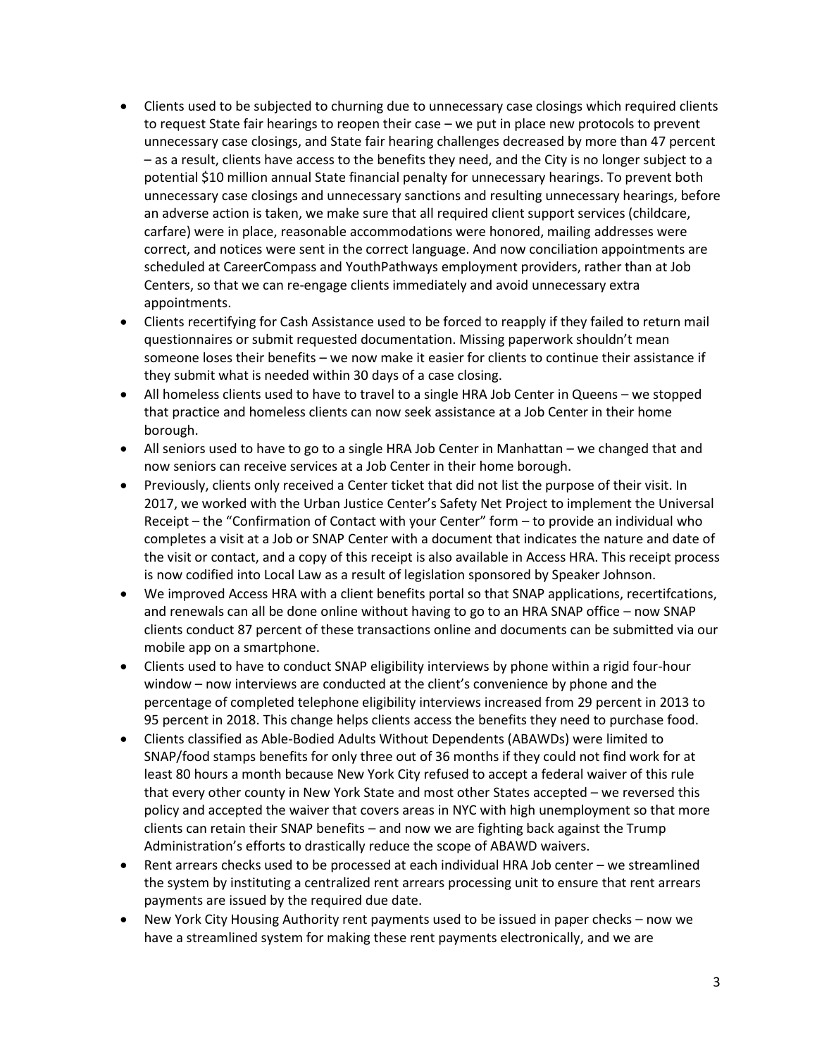- Clients used to be subjected to churning due to unnecessary case closings which required clients to request State fair hearings to reopen their case – we put in place new protocols to prevent unnecessary case closings, and State fair hearing challenges decreased by more than 47 percent – as a result, clients have access to the benefits they need, and the City is no longer subject to a potential $10 million annual State financial penalty for unnecessary hearings. To prevent both unnecessary case closings and unnecessary sanctions and resulting unnecessary hearings, before an adverse action is taken, we make sure that all required client support services (childcare, carfare) were in place, reasonable accommodations were honored, mailing addresses were correct, and notices were sent in the correct language. And now conciliation appointments are scheduled at CareerCompass and YouthPathways employment providers, rather than at Job Centers, so that we can re-engage clients immediately and avoid unnecessary extra appointments.
- Clients recertifying for Cash Assistance used to be forced to reapply if they failed to return mail questionnaires or submit requested documentation. Missing paperwork shouldn't mean someone loses their benefits – we now make it easier for clients to continue their assistance if they submit what is needed within 30 days of a case closing.
- All homeless clients used to have to travel to a single HRA Job Center in Queens – we stopped that practice and homeless clients can now seek assistance at a Job Center in their home borough.
- All seniors used to have to go to a single HRA Job Center in Manhattan – we changed that and now seniors can receive services at a Job Center in their home borough.
- Previously, clients only received a Center ticket that did not list the purpose of their visit. In 2017, we worked with the Urban Justice Center's Safety Net Project to implement the Universal Receipt – the "Confirmation of Contact with your Center" form – to provide an individual who completes a visit at a Job or SNAP Center with a document that indicates the nature and date of the visit or contact, and a copy of this receipt is also available in Access HRA. This receipt process is now codified into Local Law as a result of legislation sponsored by Speaker Johnson.
- We improved Access HRA with a client benefits portal so that SNAP applications, recertifcations, and renewals can all be done online without having to go to an HRA SNAP office – now SNAP clients conduct 87 percent of these transactions online and documents can be submitted via our mobile app on a smartphone.
- Clients used to have to conduct SNAP eligibility interviews by phone within a rigid four-hour window – now interviews are conducted at the client's convenience by phone and the percentage of completed telephone eligibility interviews increased from 29 percent in 2013 to 95 percent in 2018. This change helps clients access the benefits they need to purchase food.
- Clients classified as Able-Bodied Adults Without Dependents (ABAWDs) were limited to SNAP/food stamps benefits for only three out of 36 months if they could not find work for at least 80 hours a month because New York City refused to accept a federal waiver of this rule that every other county in New York State and most other States accepted – we reversed this policy and accepted the waiver that covers areas in NYC with high unemployment so that more clients can retain their SNAP benefits – and now we are fighting back against the Trump Administration's efforts to drastically reduce the scope of ABAWD waivers.
- Rent arrears checks used to be processed at each individual HRA Job center – we streamlined the system by instituting a centralized rent arrears processing unit to ensure that rent arrears payments are issued by the required due date.
- New York City Housing Authority rent payments used to be issued in paper checks – now we have a streamlined system for making these rent payments electronically, and we are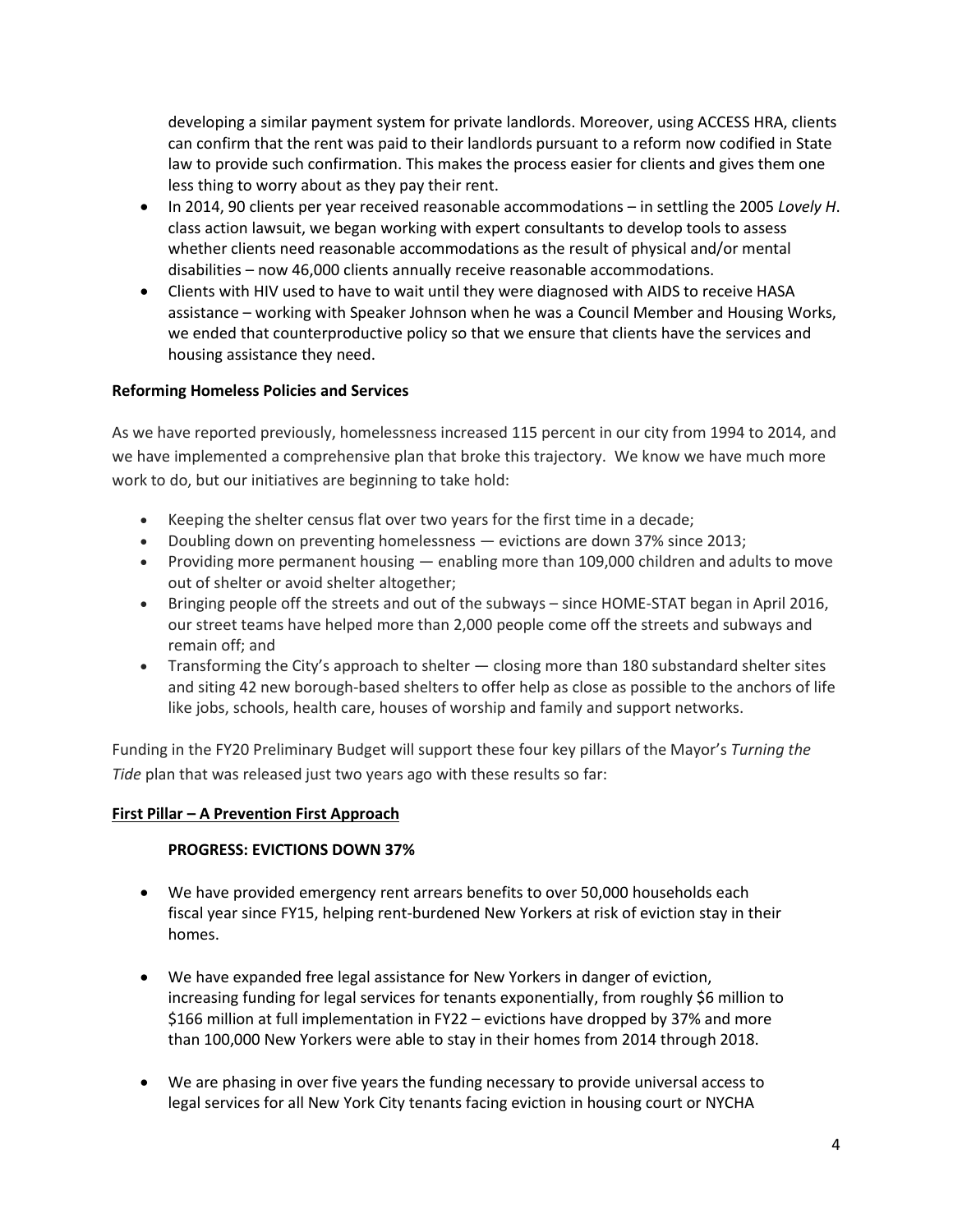developing a similar payment system for private landlords. Moreover, using ACCESS HRA, clients can confirm that the rent was paid to their landlords pursuant to a reform now codified in State law to provide such confirmation. This makes the process easier for clients and gives them one less thing to worry about as they pay their rent.

- In 2014, 90 clients per year received reasonable accommodations – in settling the 2005 *Lovely H*. class action lawsuit, we began working with expert consultants to develop tools to assess whether clients need reasonable accommodations as the result of physical and/or mental disabilities – now 46,000 clients annually receive reasonable accommodations.
- Clients with HIV used to have to wait until they were diagnosed with AIDS to receive HASA assistance – working with Speaker Johnson when he was a Council Member and Housing Works, we ended that counterproductive policy so that we ensure that clients have the services and housing assistance they need.

**Reforming Homeless Policies and Services**

As we have reported previously, homelessness increased 115 percent in our city from 1994 to 2014, and we have implemented a comprehensive plan that broke this trajectory. We know we have much more work to do, but our initiatives are beginning to take hold:

- Keeping the shelter census flat over two years for the first time in a decade;
- Doubling down on preventing homelessness — evictions are down 37% since 2013;
- Providing more permanent housing — enabling more than 109,000 children and adults to move out of shelter or avoid shelter altogether;
- Bringing people off the streets and out of the subways – since HOME-STAT began in April 2016, our street teams have helped more than 2,000 people come off the streets and subways and remain off; and
- Transforming the City's approach to shelter — closing more than 180 substandard shelter sites and siting 42 new borough-based shelters to offer help as close as possible to the anchors of life like jobs, schools, health care, houses of worship and family and support networks.

Funding in the FY20 Preliminary Budget will support these four key pillars of the Mayor's *Turning the Tide* plan that was released just two years ago with these results so far:

**First Pillar – A Prevention First Approach**

**PROGRESS: EVICTIONS DOWN 37%**

- We have provided emergency rent arrears benefits to over 50,000 households each fiscal year since FY15, helping rent-burdened New Yorkers at risk of eviction stay in their homes.

- We have expanded free legal assistance for New Yorkers in danger of eviction, increasing funding for legal services for tenants exponentially, from roughly $6 million to $166 million at full implementation in FY22 – evictions have dropped by 37% and more than 100,000 New Yorkers were able to stay in their homes from 2014 through 2018.

- We are phasing in over five years the funding necessary to provide universal access to legal services for all New York City tenants facing eviction in housing court or NYCHA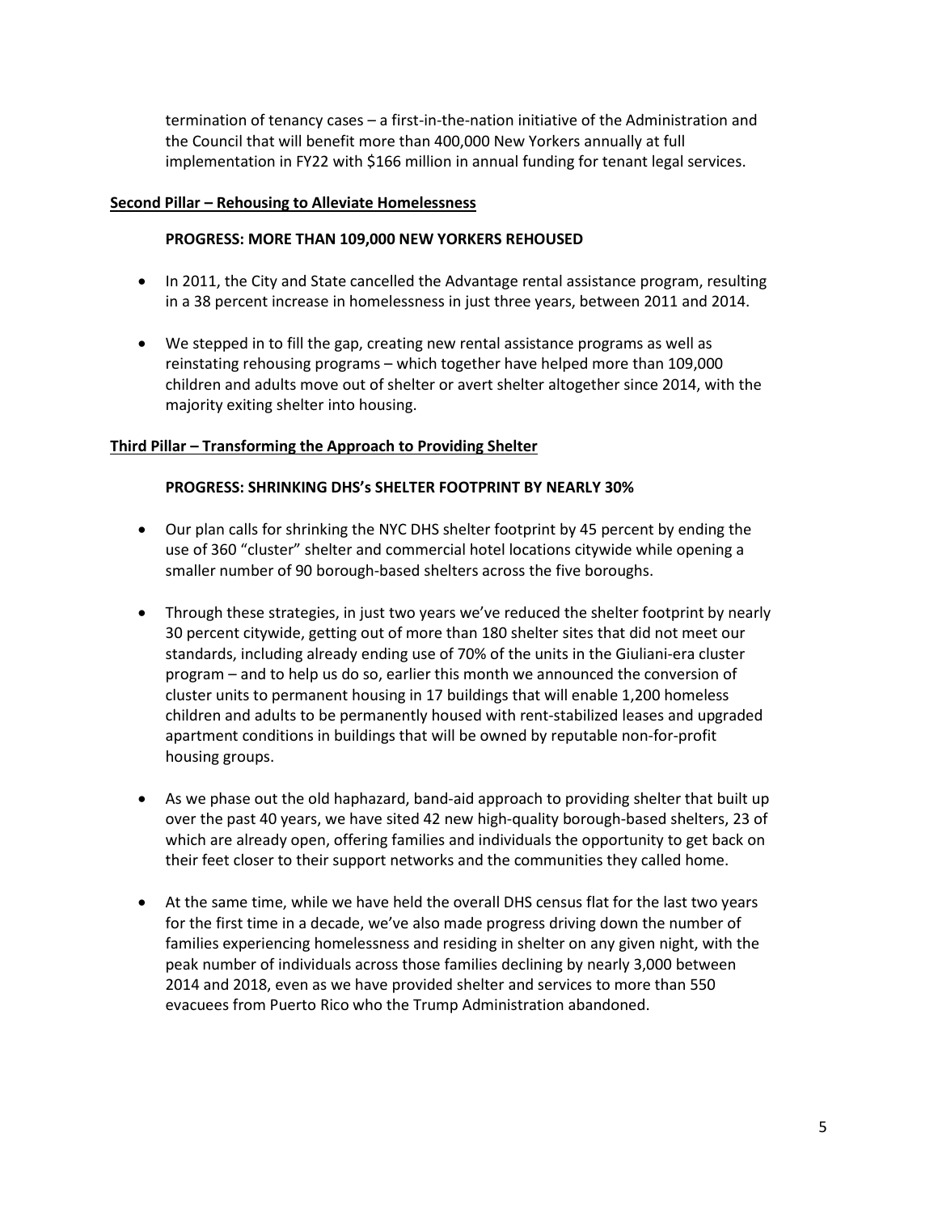termination of tenancy cases – a first-in-the-nation initiative of the Administration and the Council that will benefit more than 400,000 New Yorkers annually at full implementation in FY22 with $166 million in annual funding for tenant legal services.

## Second Pillar – Rehousing to Alleviate Homelessness

**PROGRESS: MORE THAN 109,000 NEW YORKERS REHOUSED**

- In 2011, the City and State cancelled the Advantage rental assistance program, resulting in a 38 percent increase in homelessness in just three years, between 2011 and 2014.
- We stepped in to fill the gap, creating new rental assistance programs as well as reinstating rehousing programs – which together have helped more than 109,000 children and adults move out of shelter or avert shelter altogether since 2014, with the majority exiting shelter into housing.

## Third Pillar – Transforming the Approach to Providing Shelter

**PROGRESS: SHRINKING DHS's SHELTER FOOTPRINT BY NEARLY 30%**

- Our plan calls for shrinking the NYC DHS shelter footprint by 45 percent by ending the use of 360 "cluster" shelter and commercial hotel locations citywide while opening a smaller number of 90 borough-based shelters across the five boroughs.
- Through these strategies, in just two years we've reduced the shelter footprint by nearly 30 percent citywide, getting out of more than 180 shelter sites that did not meet our standards, including already ending use of 70% of the units in the Giuliani-era cluster program – and to help us do so, earlier this month we announced the conversion of cluster units to permanent housing in 17 buildings that will enable 1,200 homeless children and adults to be permanently housed with rent-stabilized leases and upgraded apartment conditions in buildings that will be owned by reputable non-for-profit housing groups.
- As we phase out the old haphazard, band-aid approach to providing shelter that built up over the past 40 years, we have sited 42 new high-quality borough-based shelters, 23 of which are already open, offering families and individuals the opportunity to get back on their feet closer to their support networks and the communities they called home.
- At the same time, while we have held the overall DHS census flat for the last two years for the first time in a decade, we've also made progress driving down the number of families experiencing homelessness and residing in shelter on any given night, with the peak number of individuals across those families declining by nearly 3,000 between 2014 and 2018, even as we have provided shelter and services to more than 550 evacuees from Puerto Rico who the Trump Administration abandoned.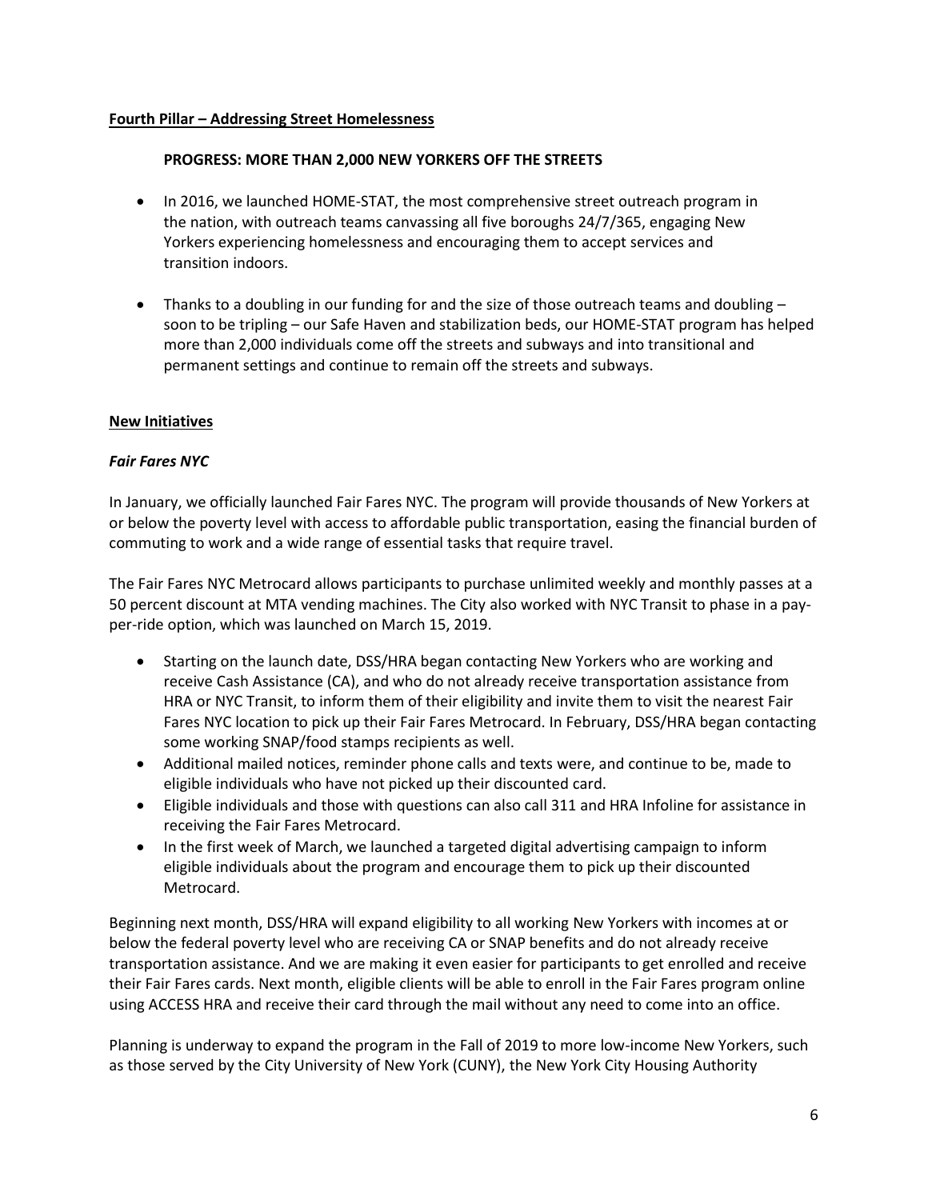**Fourth Pillar – Addressing Street Homelessness**

**PROGRESS: MORE THAN 2,000 NEW YORKERS OFF THE STREETS**

- In 2016, we launched HOME-STAT, the most comprehensive street outreach program in the nation, with outreach teams canvassing all five boroughs 24/7/365, engaging New Yorkers experiencing homelessness and encouraging them to accept services and transition indoors.
- Thanks to a doubling in our funding for and the size of those outreach teams and doubling – soon to be tripling – our Safe Haven and stabilization beds, our HOME-STAT program has helped more than 2,000 individuals come off the streets and subways and into transitional and permanent settings and continue to remain off the streets and subways.

**New Initiatives**

***Fair Fares NYC***

In January, we officially launched Fair Fares NYC. The program will provide thousands of New Yorkers at or below the poverty level with access to affordable public transportation, easing the financial burden of commuting to work and a wide range of essential tasks that require travel.

The Fair Fares NYC Metrocard allows participants to purchase unlimited weekly and monthly passes at a 50 percent discount at MTA vending machines. The City also worked with NYC Transit to phase in a pay-per-ride option, which was launched on March 15, 2019.

- Starting on the launch date, DSS/HRA began contacting New Yorkers who are working and receive Cash Assistance (CA), and who do not already receive transportation assistance from HRA or NYC Transit, to inform them of their eligibility and invite them to visit the nearest Fair Fares NYC location to pick up their Fair Fares Metrocard. In February, DSS/HRA began contacting some working SNAP/food stamps recipients as well.
- Additional mailed notices, reminder phone calls and texts were, and continue to be, made to eligible individuals who have not picked up their discounted card.
- Eligible individuals and those with questions can also call 311 and HRA Infoline for assistance in receiving the Fair Fares Metrocard.
- In the first week of March, we launched a targeted digital advertising campaign to inform eligible individuals about the program and encourage them to pick up their discounted Metrocard.

Beginning next month, DSS/HRA will expand eligibility to all working New Yorkers with incomes at or below the federal poverty level who are receiving CA or SNAP benefits and do not already receive transportation assistance. And we are making it even easier for participants to get enrolled and receive their Fair Fares cards. Next month, eligible clients will be able to enroll in the Fair Fares program online using ACCESS HRA and receive their card through the mail without any need to come into an office.

Planning is underway to expand the program in the Fall of 2019 to more low-income New Yorkers, such as those served by the City University of New York (CUNY), the New York City Housing Authority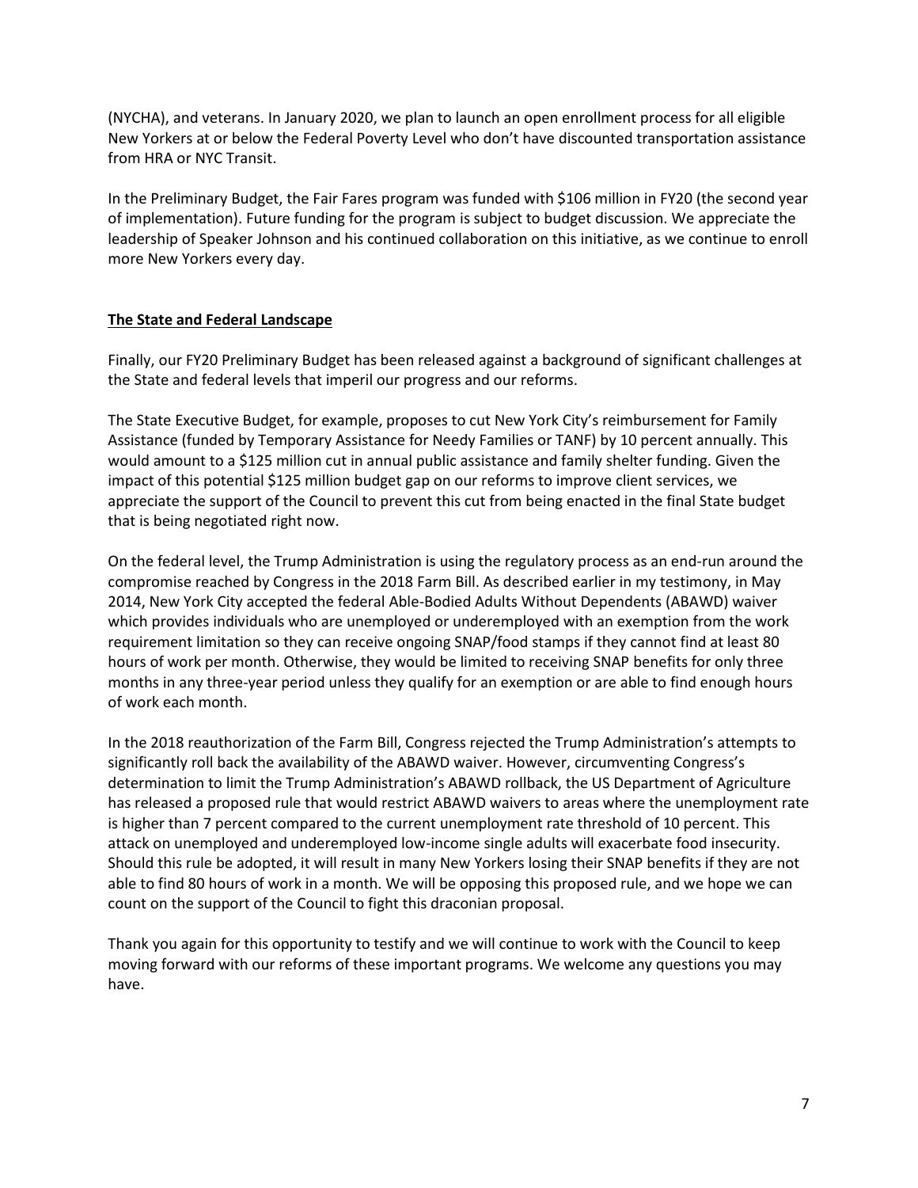(NYCHA), and veterans. In January 2020, we plan to launch an open enrollment process for all eligible New Yorkers at or below the Federal Poverty Level who don't have discounted transportation assistance from HRA or NYC Transit.

In the Preliminary Budget, the Fair Fares program was funded with $106 million in FY20 (the second year of implementation). Future funding for the program is subject to budget discussion. We appreciate the leadership of Speaker Johnson and his continued collaboration on this initiative, as we continue to enroll more New Yorkers every day.

## The State and Federal Landscape

Finally, our FY20 Preliminary Budget has been released against a background of significant challenges at the State and federal levels that imperil our progress and our reforms.

The State Executive Budget, for example, proposes to cut New York City's reimbursement for Family Assistance (funded by Temporary Assistance for Needy Families or TANF) by 10 percent annually. This would amount to a $125 million cut in annual public assistance and family shelter funding. Given the impact of this potential $125 million budget gap on our reforms to improve client services, we appreciate the support of the Council to prevent this cut from being enacted in the final State budget that is being negotiated right now.

On the federal level, the Trump Administration is using the regulatory process as an end-run around the compromise reached by Congress in the 2018 Farm Bill. As described earlier in my testimony, in May 2014, New York City accepted the federal Able-Bodied Adults Without Dependents (ABAWD) waiver which provides individuals who are unemployed or underemployed with an exemption from the work requirement limitation so they can receive ongoing SNAP/food stamps if they cannot find at least 80 hours of work per month. Otherwise, they would be limited to receiving SNAP benefits for only three months in any three-year period unless they qualify for an exemption or are able to find enough hours of work each month.

In the 2018 reauthorization of the Farm Bill, Congress rejected the Trump Administration's attempts to significantly roll back the availability of the ABAWD waiver. However, circumventing Congress's determination to limit the Trump Administration's ABAWD rollback, the US Department of Agriculture has released a proposed rule that would restrict ABAWD waivers to areas where the unemployment rate is higher than 7 percent compared to the current unemployment rate threshold of 10 percent. This attack on unemployed and underemployed low-income single adults will exacerbate food insecurity. Should this rule be adopted, it will result in many New Yorkers losing their SNAP benefits if they are not able to find 80 hours of work in a month. We will be opposing this proposed rule, and we hope we can count on the support of the Council to fight this draconian proposal.

Thank you again for this opportunity to testify and we will continue to work with the Council to keep moving forward with our reforms of these important programs. We welcome any questions you may have.